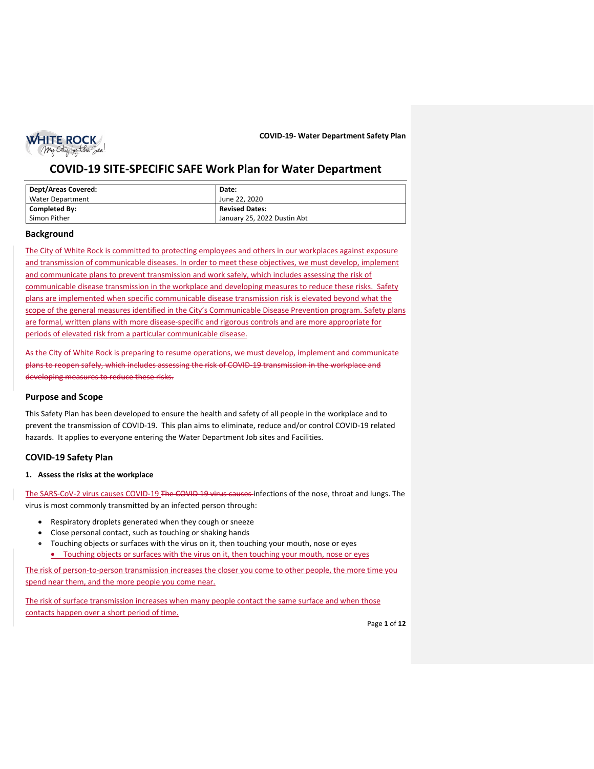# COVID-19 SITE-SPECIFIC SAFE Work Plan for Water Department

| Dept/Areas Covered: | Date: |
| --- | --- |
| Water Department | June 22, 2020 |
| **Completed By:** | **Revised Dates:** |
| Simon Pither | January 25, 2022 Dustin Abt |

## Background

The City of White Rock is committed to protecting employees and others in our workplaces against exposure and transmission of communicable diseases. In order to meet these objectives, we must develop, implement and communicate plans to prevent transmission and work safely, which includes assessing the risk of communicable disease transmission in the workplace and developing measures to reduce these risks. Safety plans are implemented when specific communicable disease transmission risk is elevated beyond what the scope of the general measures identified in the City's Communicable Disease Prevention program. Safety plans are formal, written plans with more disease-specific and rigorous controls and are more appropriate for periods of elevated risk from a particular communicable disease.

~~As the City of White Rock is preparing to resume operations, we must develop, implement and communicate plans to reopen safely, which includes assessing the risk of COVID-19 transmission in the workplace and developing measures to reduce these risks.~~

## Purpose and Scope

This Safety Plan has been developed to ensure the health and safety of all people in the workplace and to prevent the transmission of COVID-19. This plan aims to eliminate, reduce and/or control COVID-19 related hazards. It applies to everyone entering the Water Department Job sites and Facilities.

## COVID-19 Safety Plan

**1. Assess the risks at the workplace**

The SARS-CoV-2 virus causes COVID-19 ~~The COVID 19 virus causes~~ infections of the nose, throat and lungs. The virus is most commonly transmitted by an infected person through:

- Respiratory droplets generated when they cough or sneeze
- Close personal contact, such as touching or shaking hands
- Touching objects or surfaces with the virus on it, then touching your mouth, nose or eyes
  - Touching objects or surfaces with the virus on it, then touching your mouth, nose or eyes

The risk of person-to-person transmission increases the closer you come to other people, the more time you spend near them, and the more people you come near.

The risk of surface transmission increases when many people contact the same surface and when those contacts happen over a short period of time.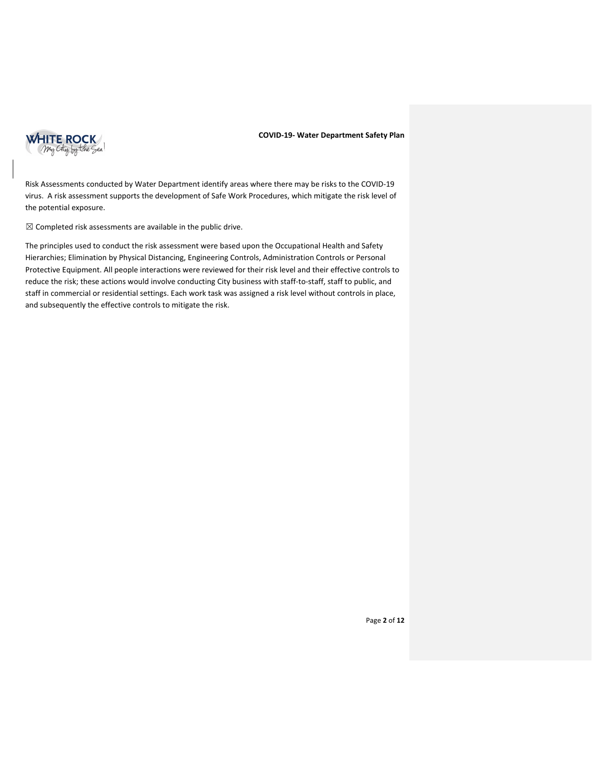Risk Assessments conducted by Water Department identify areas where there may be risks to the COVID-19 virus. A risk assessment supports the development of Safe Work Procedures, which mitigate the risk level of the potential exposure.

☒ Completed risk assessments are available in the public drive.

The principles used to conduct the risk assessment were based upon the Occupational Health and Safety Hierarchies; Elimination by Physical Distancing, Engineering Controls, Administration Controls or Personal Protective Equipment. All people interactions were reviewed for their risk level and their effective controls to reduce the risk; these actions would involve conducting City business with staff-to-staff, staff to public, and staff in commercial or residential settings. Each work task was assigned a risk level without controls in place, and subsequently the effective controls to mitigate the risk.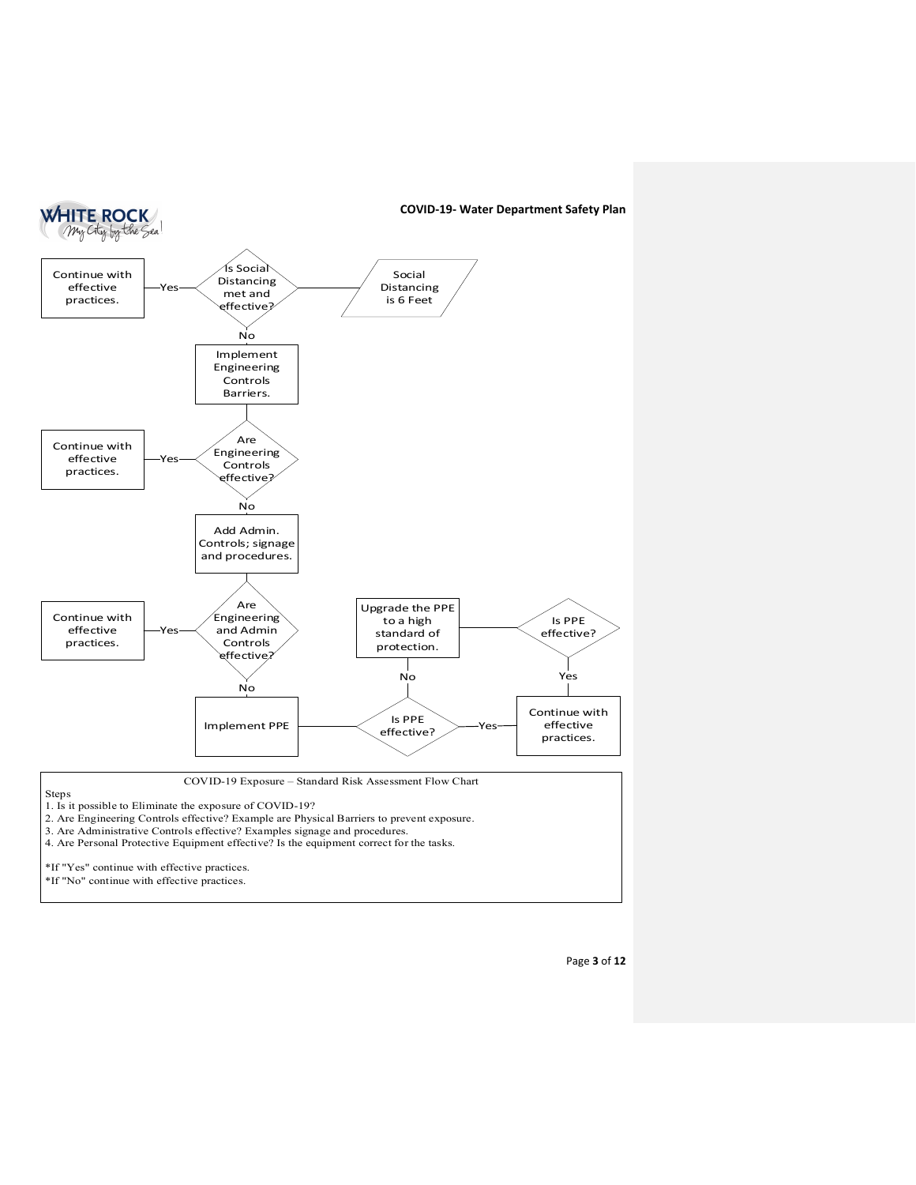Continue with effective practices. —Yes— Is Social Distancing met and effective? —— Social Distancing is 6 Feet

No

Implement Engineering Controls Barriers.

Continue with effective practices. —Yes— Are Engineering Controls effective?

No

Add Admin. Controls; signage and procedures.

Continue with effective practices. —Yes— Are Engineering and Admin Controls effective?

No

Implement PPE —— Is PPE effective? —Yes— Continue with effective practices.

No

Upgrade the PPE to a high standard of protection. —— Is PPE effective? —Yes— Continue with effective practices.

COVID-19 Exposure – Standard Risk Assessment Flow Chart

Steps

1. Is it possible to Eliminate the exposure of COVID-19?
2. Are Engineering Controls effective? Example are Physical Barriers to prevent exposure.
3. Are Administrative Controls effective? Examples signage and procedures.
4. Are Personal Protective Equipment effective? Is the equipment correct for the tasks.

*If "Yes" continue with effective practices.

*If "No" continue with effective practices.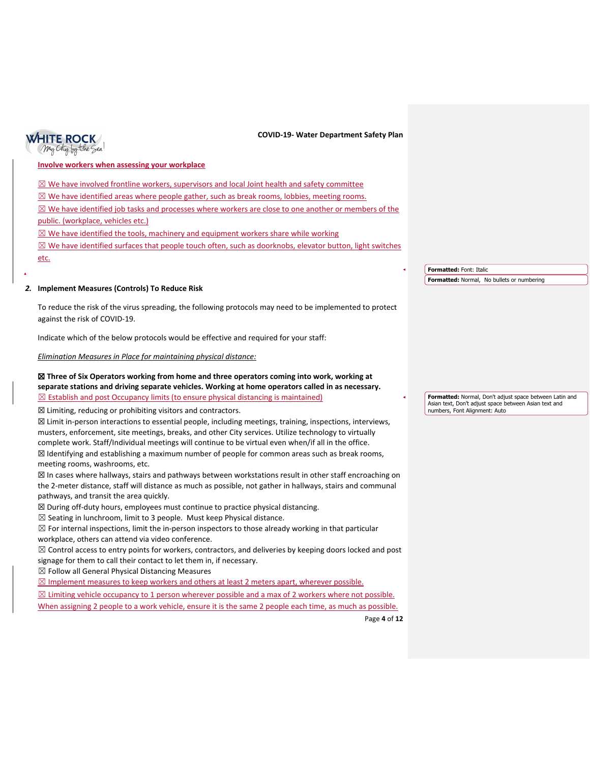**Involve workers when assessing your workplace**

☒ We have involved frontline workers, supervisors and local Joint health and safety committee
☒ We have identified areas where people gather, such as break rooms, lobbies, meeting rooms.
☒ We have identified job tasks and processes where workers are close to one another or members of the public. (workplace, vehicles etc.)
☒ We have identified the tools, machinery and equipment workers share while working
☒ We have identified surfaces that people touch often, such as doorknobs, elevator button, light switches etc.

## 2. Implement Measures (Controls) To Reduce Risk

To reduce the risk of the virus spreading, the following protocols may need to be implemented to protect against the risk of COVID-19.

Indicate which of the below protocols would be effective and required for your staff:

*Elimination Measures in Place for maintaining physical distance:*

**☒ Three of Six Operators working from home and three operators coming into work, working at separate stations and driving separate vehicles. Working at home operators called in as necessary.**
☒ Establish and post Occupancy limits (to ensure physical distancing is maintained)
☒ Limiting, reducing or prohibiting visitors and contractors.
☒ Limit in-person interactions to essential people, including meetings, training, inspections, interviews, musters, enforcement, site meetings, breaks, and other City services. Utilize technology to virtually complete work. Staff/Individual meetings will continue to be virtual even when/if all in the office.
☒ Identifying and establishing a maximum number of people for common areas such as break rooms, meeting rooms, washrooms, etc.
☒ In cases where hallways, stairs and pathways between workstations result in other staff encroaching on the 2-meter distance, staff will distance as much as possible, not gather in hallways, stairs and communal pathways, and transit the area quickly.
☒ During off-duty hours, employees must continue to practice physical distancing.
☒ Seating in lunchroom, limit to 3 people. Must keep Physical distance.
☒ For internal inspections, limit the in-person inspectors to those already working in that particular workplace, others can attend via video conference.
☒ Control access to entry points for workers, contractors, and deliveries by keeping doors locked and post signage for them to call their contact to let them in, if necessary.
☒ Follow all General Physical Distancing Measures
☒ Implement measures to keep workers and others at least 2 meters apart, wherever possible.
☒ Limiting vehicle occupancy to 1 person wherever possible and a max of 2 workers where not possible. When assigning 2 people to a work vehicle, ensure it is the same 2 people each time, as much as possible.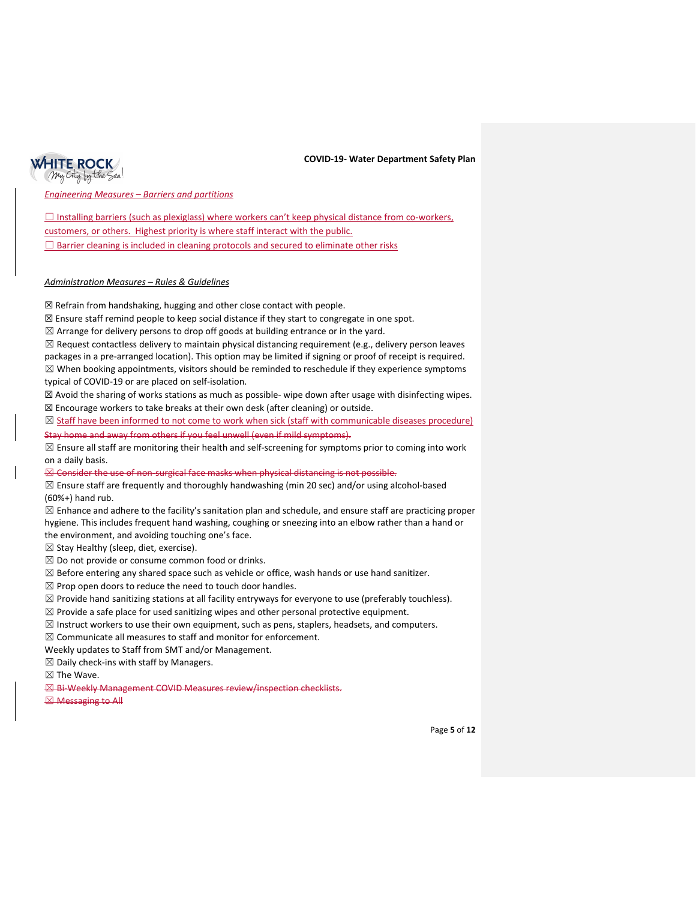*Engineering Measures – Barriers and partitions*

☐ Installing barriers (such as plexiglass) where workers can't keep physical distance from co-workers, customers, or others. Highest priority is where staff interact with the public.
☐ Barrier cleaning is included in cleaning protocols and secured to eliminate other risks

*Administration Measures – Rules & Guidelines*

☒ Refrain from handshaking, hugging and other close contact with people.
☒ Ensure staff remind people to keep social distance if they start to congregate in one spot.
☒ Arrange for delivery persons to drop off goods at building entrance or in the yard.
☒ Request contactless delivery to maintain physical distancing requirement (e.g., delivery person leaves packages in a pre-arranged location). This option may be limited if signing or proof of receipt is required.
☒ When booking appointments, visitors should be reminded to reschedule if they experience symptoms typical of COVID-19 or are placed on self-isolation.
☒ Avoid the sharing of works stations as much as possible- wipe down after usage with disinfecting wipes.
☒ Encourage workers to take breaks at their own desk (after cleaning) or outside.
☒ Staff have been informed to not come to work when sick (staff with communicable diseases procedure) ~~Stay home and away from others if you feel unwell (even if mild symptoms).~~
☒ Ensure all staff are monitoring their health and self-screening for symptoms prior to coming into work on a daily basis.
~~☒ Consider the use of non-surgical face masks when physical distancing is not possible.~~
☒ Ensure staff are frequently and thoroughly handwashing (min 20 sec) and/or using alcohol-based (60%+) hand rub.
☒ Enhance and adhere to the facility's sanitation plan and schedule, and ensure staff are practicing proper hygiene. This includes frequent hand washing, coughing or sneezing into an elbow rather than a hand or the environment, and avoiding touching one's face.
☒ Stay Healthy (sleep, diet, exercise).
☒ Do not provide or consume common food or drinks.
☒ Before entering any shared space such as vehicle or office, wash hands or use hand sanitizer.
☒ Prop open doors to reduce the need to touch door handles.
☒ Provide hand sanitizing stations at all facility entryways for everyone to use (preferably touchless).
☒ Provide a safe place for used sanitizing wipes and other personal protective equipment.
☒ Instruct workers to use their own equipment, such as pens, staplers, headsets, and computers.
☒ Communicate all measures to staff and monitor for enforcement.
Weekly updates to Staff from SMT and/or Management.
☒ Daily check-ins with staff by Managers.
☒ The Wave.
~~☒ Bi-Weekly Management COVID Measures review/inspection checklists.~~
~~☒ Messaging to All~~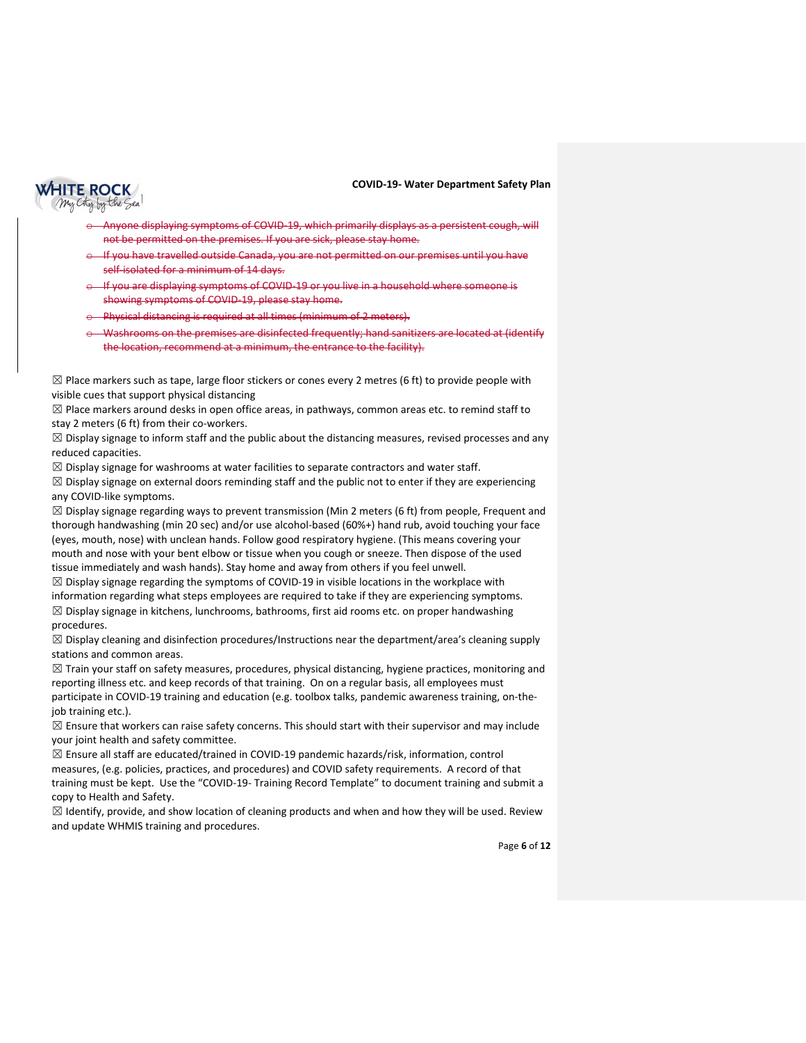- ~~Anyone displaying symptoms of COVID-19, which primarily displays as a persistent cough, will not be permitted on the premises. If you are sick, please stay home.~~
- ~~If you have travelled outside Canada, you are not permitted on our premises until you have self-isolated for a minimum of 14 days.~~
- ~~If you are displaying symptoms of COVID-19 or you live in a household where someone is showing symptoms of COVID-19, please stay home.~~
- ~~Physical distancing is required at all times (minimum of 2 meters).~~
- ~~Washrooms on the premises are disinfected frequently; hand sanitizers are located at (identify the location, recommend at a minimum, the entrance to the facility).~~

☒ Place markers such as tape, large floor stickers or cones every 2 metres (6 ft) to provide people with visible cues that support physical distancing

☒ Place markers around desks in open office areas, in pathways, common areas etc. to remind staff to stay 2 meters (6 ft) from their co-workers.

☒ Display signage to inform staff and the public about the distancing measures, revised processes and any reduced capacities.

☒ Display signage for washrooms at water facilities to separate contractors and water staff.

☒ Display signage on external doors reminding staff and the public not to enter if they are experiencing any COVID-like symptoms.

☒ Display signage regarding ways to prevent transmission (Min 2 meters (6 ft) from people, Frequent and thorough handwashing (min 20 sec) and/or use alcohol-based (60%+) hand rub, avoid touching your face (eyes, mouth, nose) with unclean hands. Follow good respiratory hygiene. (This means covering your mouth and nose with your bent elbow or tissue when you cough or sneeze. Then dispose of the used tissue immediately and wash hands). Stay home and away from others if you feel unwell.

☒ Display signage regarding the symptoms of COVID-19 in visible locations in the workplace with information regarding what steps employees are required to take if they are experiencing symptoms.

☒ Display signage in kitchens, lunchrooms, bathrooms, first aid rooms etc. on proper handwashing procedures.

☒ Display cleaning and disinfection procedures/Instructions near the department/area's cleaning supply stations and common areas.

☒ Train your staff on safety measures, procedures, physical distancing, hygiene practices, monitoring and reporting illness etc. and keep records of that training. On on a regular basis, all employees must participate in COVID-19 training and education (e.g. toolbox talks, pandemic awareness training, on-the-job training etc.).

☒ Ensure that workers can raise safety concerns. This should start with their supervisor and may include your joint health and safety committee.

☒ Ensure all staff are educated/trained in COVID-19 pandemic hazards/risk, information, control measures, (e.g. policies, practices, and procedures) and COVID safety requirements. A record of that training must be kept. Use the "COVID-19- Training Record Template" to document training and submit a copy to Health and Safety.

☒ Identify, provide, and show location of cleaning products and when and how they will be used. Review and update WHMIS training and procedures.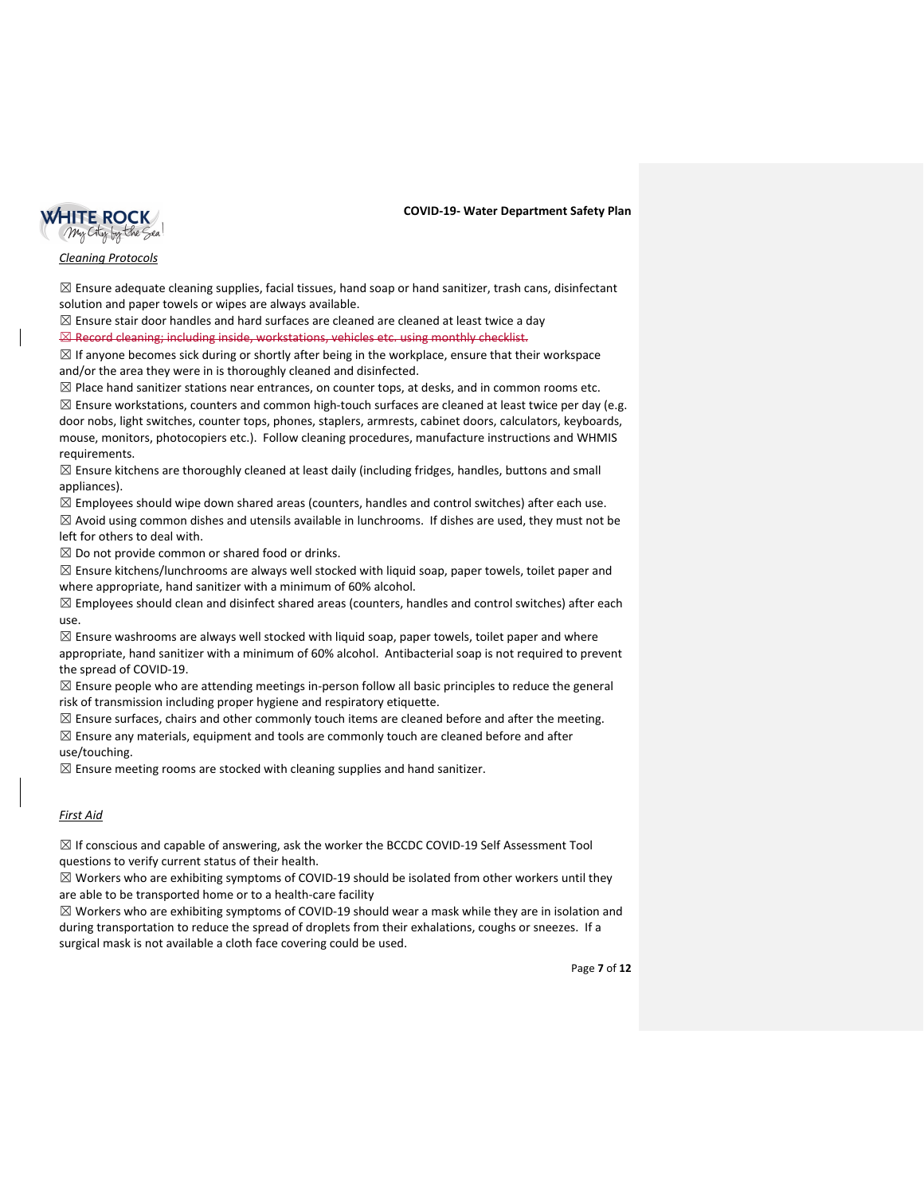*Cleaning Protocols*

☒ Ensure adequate cleaning supplies, facial tissues, hand soap or hand sanitizer, trash cans, disinfectant solution and paper towels or wipes are always available.

☒ Ensure stair door handles and hard surfaces are cleaned are cleaned at least twice a day

~~☒ Record cleaning; including inside, workstations, vehicles etc. using monthly checklist.~~

☒ If anyone becomes sick during or shortly after being in the workplace, ensure that their workspace and/or the area they were in is thoroughly cleaned and disinfected.

☒ Place hand sanitizer stations near entrances, on counter tops, at desks, and in common rooms etc.

☒ Ensure workstations, counters and common high-touch surfaces are cleaned at least twice per day (e.g. door nobs, light switches, counter tops, phones, staplers, armrests, cabinet doors, calculators, keyboards, mouse, monitors, photocopiers etc.). Follow cleaning procedures, manufacture instructions and WHMIS requirements.

☒ Ensure kitchens are thoroughly cleaned at least daily (including fridges, handles, buttons and small appliances).

☒ Employees should wipe down shared areas (counters, handles and control switches) after each use.

☒ Avoid using common dishes and utensils available in lunchrooms. If dishes are used, they must not be left for others to deal with.

☒ Do not provide common or shared food or drinks.

☒ Ensure kitchens/lunchrooms are always well stocked with liquid soap, paper towels, toilet paper and where appropriate, hand sanitizer with a minimum of 60% alcohol.

☒ Employees should clean and disinfect shared areas (counters, handles and control switches) after each use.

☒ Ensure washrooms are always well stocked with liquid soap, paper towels, toilet paper and where appropriate, hand sanitizer with a minimum of 60% alcohol. Antibacterial soap is not required to prevent the spread of COVID-19.

☒ Ensure people who are attending meetings in-person follow all basic principles to reduce the general risk of transmission including proper hygiene and respiratory etiquette.

☒ Ensure surfaces, chairs and other commonly touch items are cleaned before and after the meeting.

☒ Ensure any materials, equipment and tools are commonly touch are cleaned before and after use/touching.

☒ Ensure meeting rooms are stocked with cleaning supplies and hand sanitizer.

*First Aid*

☒ If conscious and capable of answering, ask the worker the BCCDC COVID-19 Self Assessment Tool questions to verify current status of their health.

☒ Workers who are exhibiting symptoms of COVID-19 should be isolated from other workers until they are able to be transported home or to a health-care facility

☒ Workers who are exhibiting symptoms of COVID-19 should wear a mask while they are in isolation and during transportation to reduce the spread of droplets from their exhalations, coughs or sneezes. If a surgical mask is not available a cloth face covering could be used.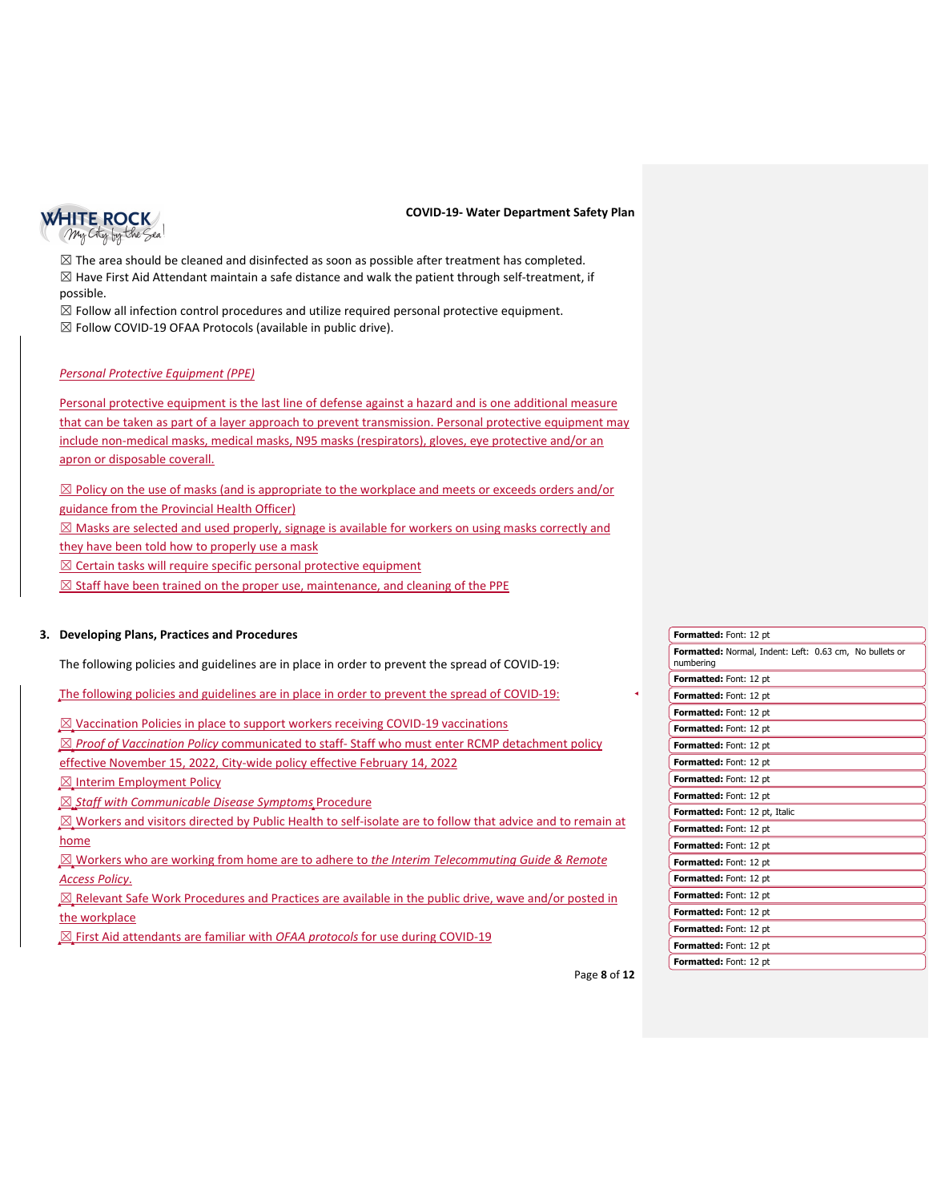☒ The area should be cleaned and disinfected as soon as possible after treatment has completed.
☒ Have First Aid Attendant maintain a safe distance and walk the patient through self-treatment, if possible.
☒ Follow all infection control procedures and utilize required personal protective equipment.
☒ Follow COVID-19 OFAA Protocols (available in public drive).

*Personal Protective Equipment (PPE)*

Personal protective equipment is the last line of defense against a hazard and is one additional measure that can be taken as part of a layer approach to prevent transmission. Personal protective equipment may include non-medical masks, medical masks, N95 masks (respirators), gloves, eye protective and/or an apron or disposable coverall.

☒ Policy on the use of masks (and is appropriate to the workplace and meets or exceeds orders and/or guidance from the Provincial Health Officer)
☒ Masks are selected and used properly, signage is available for workers on using masks correctly and they have been told how to properly use a mask
☒ Certain tasks will require specific personal protective equipment
☒ Staff have been trained on the proper use, maintenance, and cleaning of the PPE

### 3. Developing Plans, Practices and Procedures

The following policies and guidelines are in place in order to prevent the spread of COVID-19:

The following policies and guidelines are in place in order to prevent the spread of COVID-19:

☒ Vaccination Policies in place to support workers receiving COVID-19 vaccinations
☒ *Proof of Vaccination Policy* communicated to staff- Staff who must enter RCMP detachment policy effective November 15, 2022, City-wide policy effective February 14, 2022
☒ Interim Employment Policy
☒ *Staff with Communicable Disease Symptoms* Procedure
☒ Workers and visitors directed by Public Health to self-isolate are to follow that advice and to remain at home
☒ Workers who are working from home are to adhere to *the Interim Telecommuting Guide & Remote Access Policy*.
☒ Relevant Safe Work Procedures and Practices are available in the public drive, wave and/or posted in the workplace
☒ First Aid attendants are familiar with *OFAA protocols* for use during COVID-19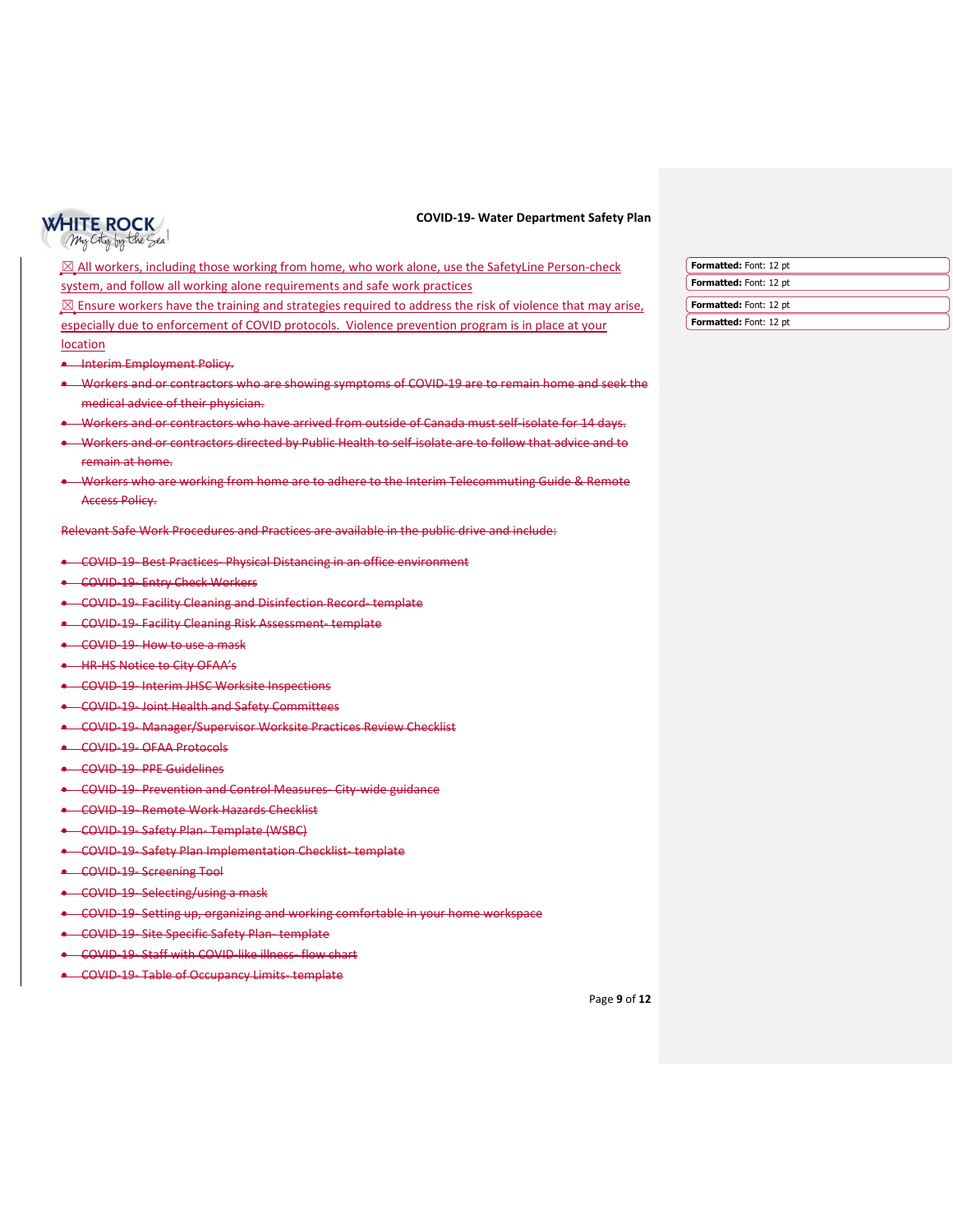☒ All workers, including those working from home, who work alone, use the SafetyLine Person-check system, and follow all working alone requirements and safe work practices

☒ Ensure workers have the training and strategies required to address the risk of violence that may arise, especially due to enforcement of COVID protocols. Violence prevention program is in place at your location

- ~~Interim Employment Policy.~~
- ~~Workers and or contractors who are showing symptoms of COVID-19 are to remain home and seek the medical advice of their physician.~~
- ~~Workers and or contractors who have arrived from outside of Canada must self-isolate for 14 days.~~
- ~~Workers and or contractors directed by Public Health to self-isolate are to follow that advice and to remain at home.~~
- ~~Workers who are working from home are to adhere to the Interim Telecommuting Guide & Remote Access Policy.~~

~~Relevant Safe Work Procedures and Practices are available in the public drive and include:~~

- ~~COVID-19- Best Practices- Physical Distancing in an office environment~~
- ~~COVID-19- Entry Check Workers~~
- ~~COVID-19- Facility Cleaning and Disinfection Record- template~~
- ~~COVID-19- Facility Cleaning Risk Assessment- template~~
- ~~COVID-19- How to use a mask~~
- ~~HR-HS Notice to City OFAA's~~
- ~~COVID-19- Interim JHSC Worksite Inspections~~
- ~~COVID-19- Joint Health and Safety Committees~~
- ~~COVID-19- Manager/Supervisor Worksite Practices Review Checklist~~
- ~~COVID-19- OFAA Protocols~~
- ~~COVID-19- PPE Guidelines~~
- ~~COVID-19- Prevention and Control Measures- City-wide guidance~~
- ~~COVID-19- Remote Work Hazards Checklist~~
- ~~COVID-19- Safety Plan- Template (WSBC)~~
- ~~COVID-19- Safety Plan Implementation Checklist- template~~
- ~~COVID-19- Screening Tool~~
- ~~COVID-19- Selecting/using a mask~~
- ~~COVID-19- Setting up, organizing and working comfortable in your home workspace~~
- ~~COVID-19- Site Specific Safety Plan- template~~
- ~~COVID-19- Staff with COVID-like illness- flow chart~~
- ~~COVID-19- Table of Occupancy Limits- template~~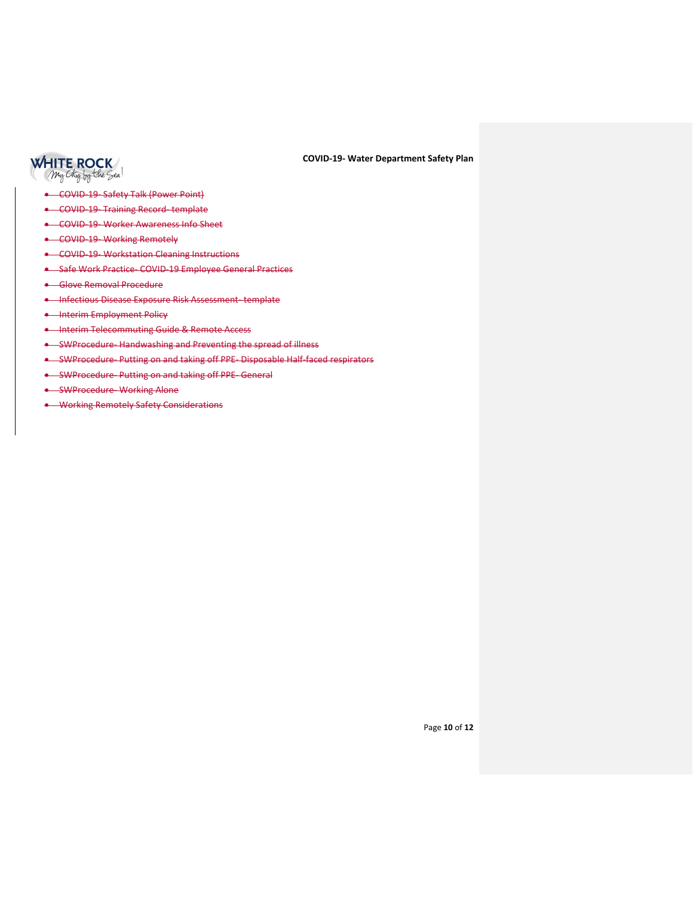- ~~COVID-19- Safety Talk (Power Point)~~
- ~~COVID-19- Training Record- template~~
- ~~COVID-19- Worker Awareness Info Sheet~~
- ~~COVID-19- Working Remotely~~
- ~~COVID-19- Workstation Cleaning Instructions~~
- ~~Safe Work Practice- COVID-19 Employee General Practices~~
- ~~Glove Removal Procedure~~
- ~~Infectious Disease Exposure Risk Assessment- template~~
- ~~Interim Employment Policy~~
- ~~Interim Telecommuting Guide & Remote Access~~
- ~~SWProcedure- Handwashing and Preventing the spread of illness~~
- ~~SWProcedure- Putting on and taking off PPE- Disposable Half-faced respirators~~
- ~~SWProcedure- Putting on and taking off PPE- General~~
- ~~SWProcedure- Working Alone~~
- ~~Working Remotely Safety Considerations~~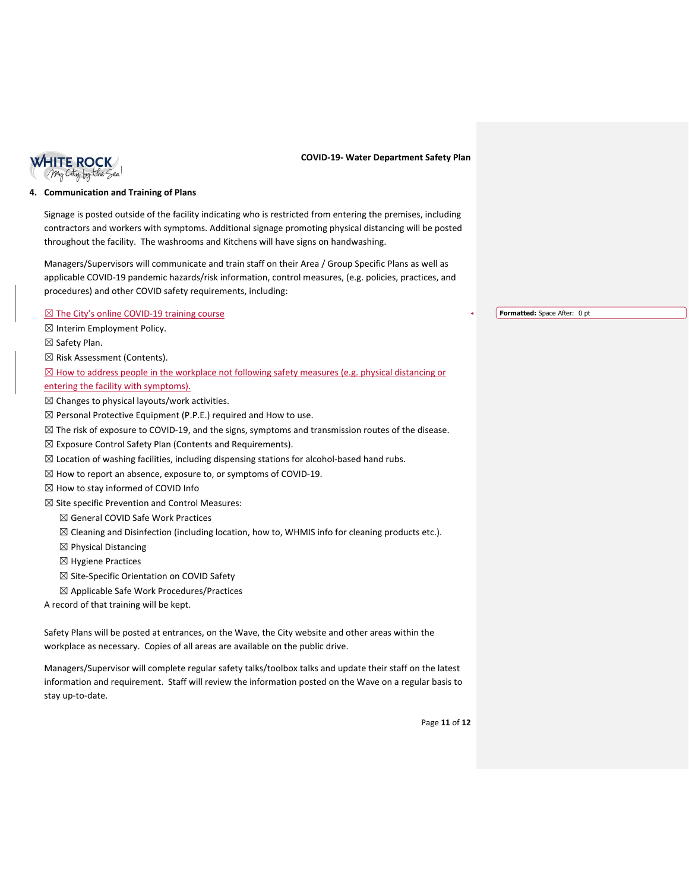## 4. Communication and Training of Plans

Signage is posted outside of the facility indicating who is restricted from entering the premises, including contractors and workers with symptoms. Additional signage promoting physical distancing will be posted throughout the facility. The washrooms and Kitchens will have signs on handwashing.

Managers/Supervisors will communicate and train staff on their Area / Group Specific Plans as well as applicable COVID-19 pandemic hazards/risk information, control measures, (e.g. policies, practices, and procedures) and other COVID safety requirements, including:

☒ The City's online COVID-19 training course
☒ Interim Employment Policy.
☒ Safety Plan.
☒ Risk Assessment (Contents).
☒ How to address people in the workplace not following safety measures (e.g. physical distancing or entering the facility with symptoms).
☒ Changes to physical layouts/work activities.
☒ Personal Protective Equipment (P.P.E.) required and How to use.
☒ The risk of exposure to COVID-19, and the signs, symptoms and transmission routes of the disease.
☒ Exposure Control Safety Plan (Contents and Requirements).
☒ Location of washing facilities, including dispensing stations for alcohol-based hand rubs.
☒ How to report an absence, exposure to, or symptoms of COVID-19.
☒ How to stay informed of COVID Info
☒ Site specific Prevention and Control Measures:
- ☒ General COVID Safe Work Practices
- ☒ Cleaning and Disinfection (including location, how to, WHMIS info for cleaning products etc.).
- ☒ Physical Distancing
- ☒ Hygiene Practices
- ☒ Site-Specific Orientation on COVID Safety
- ☒ Applicable Safe Work Procedures/Practices

A record of that training will be kept.

Safety Plans will be posted at entrances, on the Wave, the City website and other areas within the workplace as necessary. Copies of all areas are available on the public drive.

Managers/Supervisor will complete regular safety talks/toolbox talks and update their staff on the latest information and requirement. Staff will review the information posted on the Wave on a regular basis to stay up-to-date.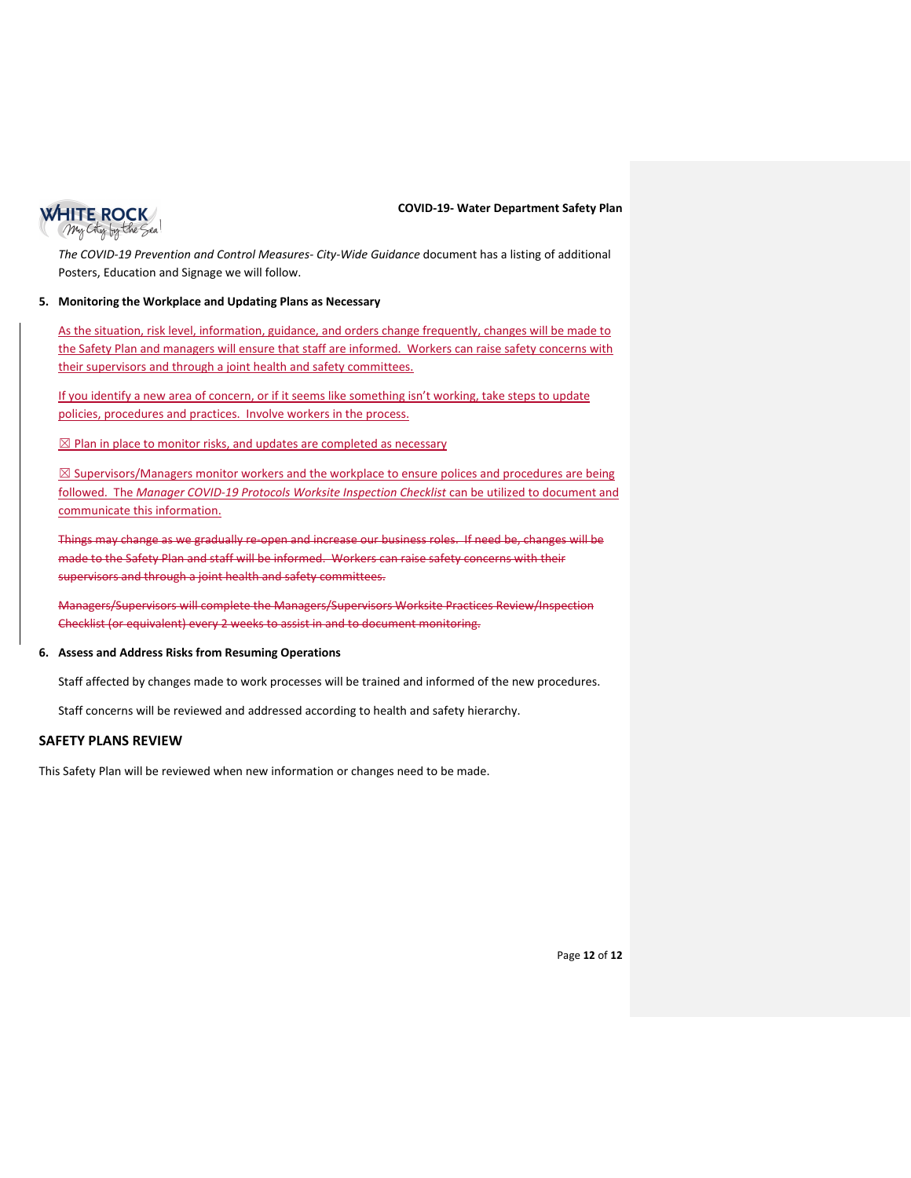*The COVID-19 Prevention and Control Measures- City-Wide Guidance* document has a listing of additional Posters, Education and Signage we will follow.

**5. Monitoring the Workplace and Updating Plans as Necessary**

As the situation, risk level, information, guidance, and orders change frequently, changes will be made to the Safety Plan and managers will ensure that staff are informed. Workers can raise safety concerns with their supervisors and through a joint health and safety committees.

If you identify a new area of concern, or if it seems like something isn't working, take steps to update policies, procedures and practices. Involve workers in the process.

☒ Plan in place to monitor risks, and updates are completed as necessary

☒ Supervisors/Managers monitor workers and the workplace to ensure polices and procedures are being followed. The *Manager COVID-19 Protocols Worksite Inspection Checklist* can be utilized to document and communicate this information.

~~Things may change as we gradually re-open and increase our business roles. If need be, changes will be made to the Safety Plan and staff will be informed. Workers can raise safety concerns with their supervisors and through a joint health and safety committees.~~

~~Managers/Supervisors will complete the Managers/Supervisors Worksite Practices Review/Inspection Checklist (or equivalent) every 2 weeks to assist in and to document monitoring.~~

**6. Assess and Address Risks from Resuming Operations**

Staff affected by changes made to work processes will be trained and informed of the new procedures.

Staff concerns will be reviewed and addressed according to health and safety hierarchy.

## SAFETY PLANS REVIEW

This Safety Plan will be reviewed when new information or changes need to be made.